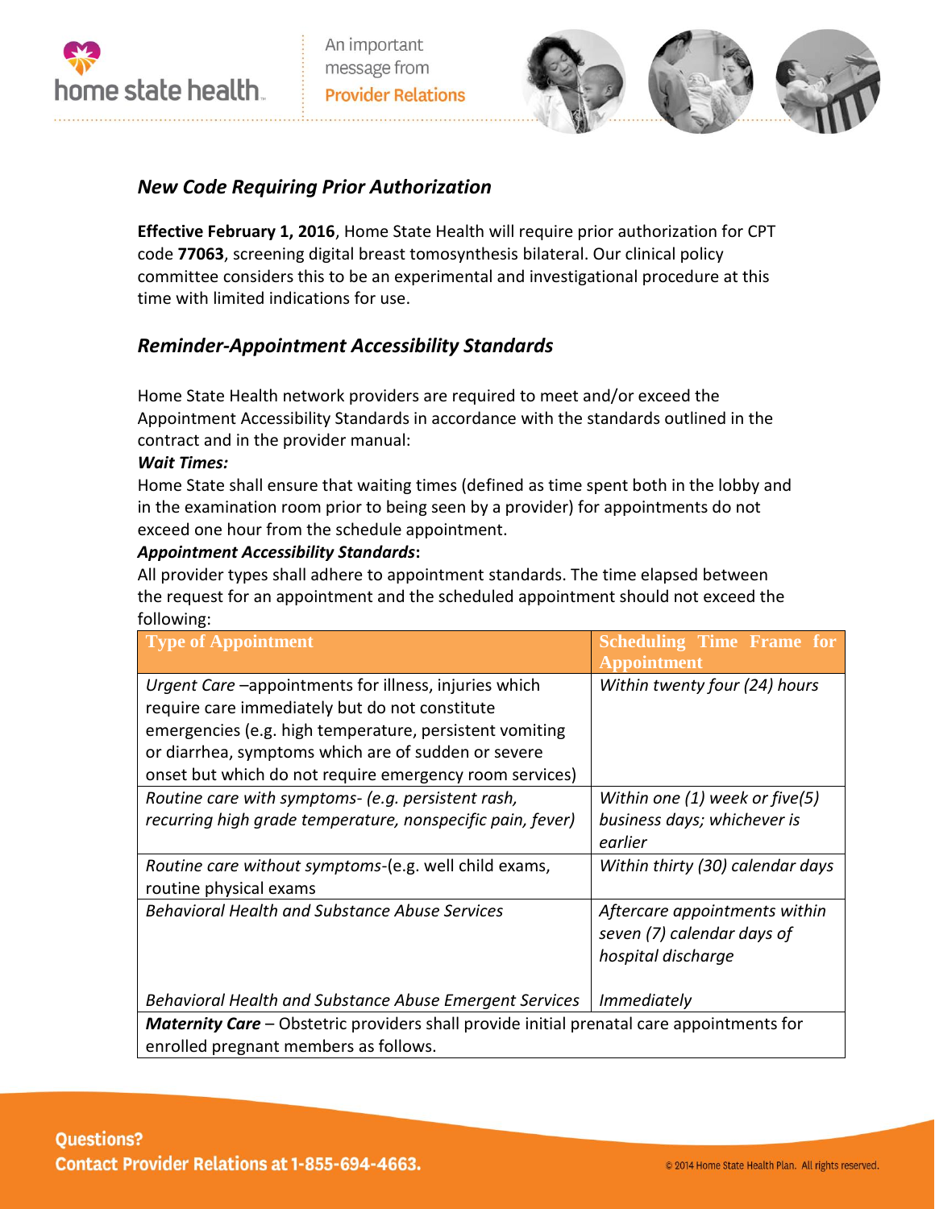home state health

An important message from Provider Relations

## *New Code Requiring Prior Authorization*

**Effective February 1, 2016**, Home State Health will require prior authorization for CPT code **77063**, screening digital breast tomosynthesis bilateral. Our clinical policy committee considers this to be an experimental and investigational procedure at this time with limited indications for use.

## *Reminder-Appointment Accessibility Standards*

Home State Health network providers are required to meet and/or exceed the Appointment Accessibility Standards in accordance with the standards outlined in the contract and in the provider manual:

***Wait Times:***

Home State shall ensure that waiting times (defined as time spent both in the lobby and in the examination room prior to being seen by a provider) for appointments do not exceed one hour from the schedule appointment.

***Appointment Accessibility Standards*:**

All provider types shall adhere to appointment standards. The time elapsed between the request for an appointment and the scheduled appointment should not exceed the following:

| Type of Appointment | Scheduling Time Frame for Appointment |
|---|---|
| *Urgent Care* –appointments for illness, injuries which require care immediately but do not constitute emergencies (e.g. high temperature, persistent vomiting or diarrhea, symptoms which are of sudden or severe onset but which do not require emergency room services) | *Within twenty four (24) hours* |
| *Routine care with symptoms- (e.g. persistent rash, recurring high grade temperature, nonspecific pain, fever)* | *Within one (1) week or five(5) business days; whichever is earlier* |
| *Routine care without symptoms*-(e.g. well child exams, routine physical exams | *Within thirty (30) calendar days* |
| *Behavioral Health and Substance Abuse Services* | *Aftercare appointments within seven (7) calendar days of hospital discharge* |
| *Behavioral Health and Substance Abuse Emergent Services* | *Immediately* |
| ***Maternity Care*** – Obstetric providers shall provide initial prenatal care appointments for enrolled pregnant members as follows. | |

**Questions?**
**Contact Provider Relations at 1-855-694-4663.**

© 2014 Home State Health Plan. All rights reserved.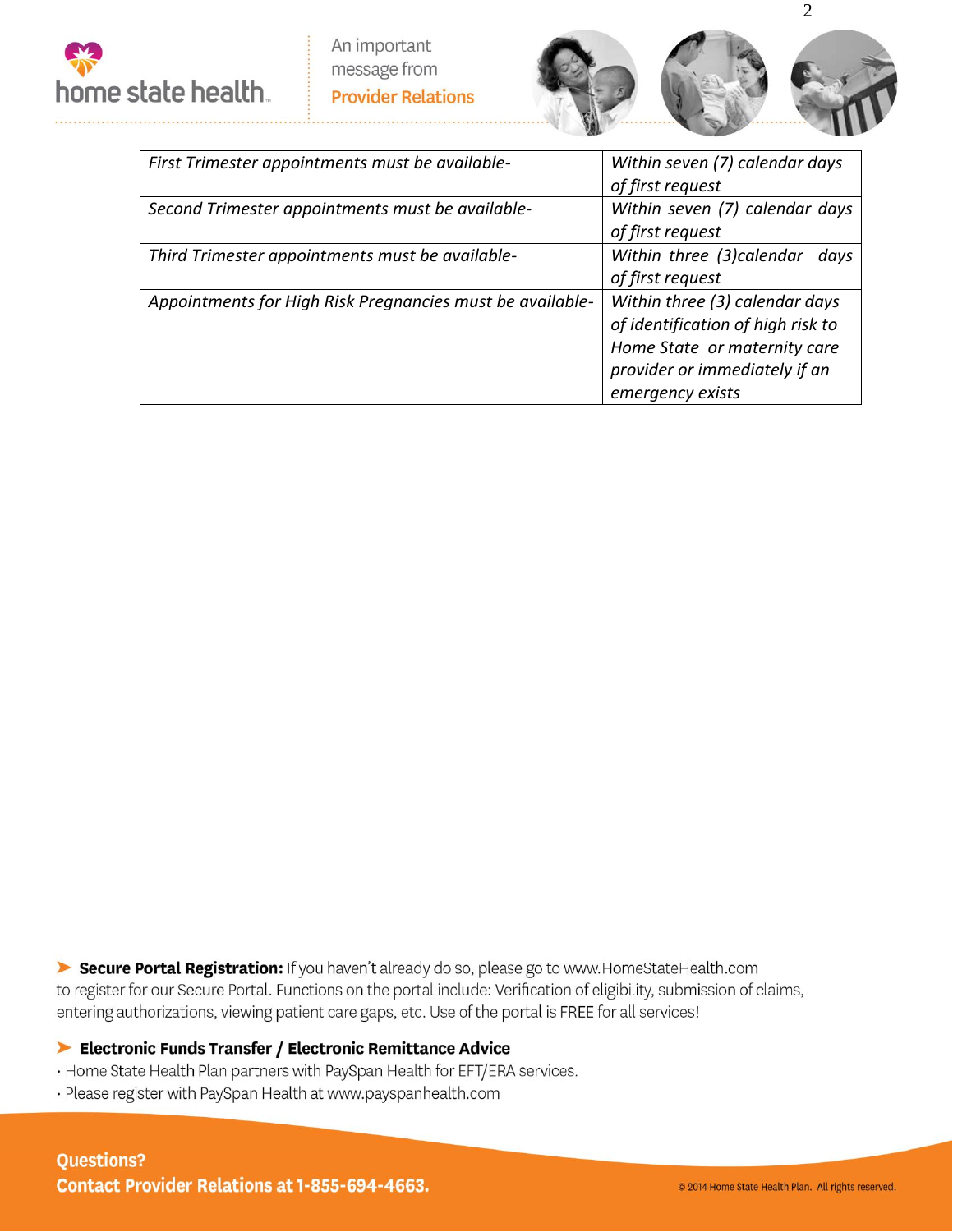| | |
|---|---|
| *First Trimester appointments must be available-* | *Within seven (7) calendar days of first request* |
| *Second Trimester appointments must be available-* | *Within seven (7) calendar days of first request* |
| *Third Trimester appointments must be available-* | *Within three (3)calendar days of first request* |
| *Appointments for High Risk Pregnancies must be available-* | *Within three (3) calendar days of identification of high risk to Home State or maternity care provider or immediately if an emergency exists* |

**Secure Portal Registration:** If you haven't already do so, please go to www.HomeStateHealth.com to register for our Secure Portal. Functions on the portal include: Verification of eligibility, submission of claims, entering authorizations, viewing patient care gaps, etc. Use of the portal is FREE for all services!

**Electronic Funds Transfer / Electronic Remittance Advice**

- Home State Health Plan partners with PaySpan Health for EFT/ERA services.
- Please register with PaySpan Health at www.payspanhealth.com

**Questions?**
**Contact Provider Relations at 1-855-694-4663.**

© 2014 Home State Health Plan. All rights reserved.